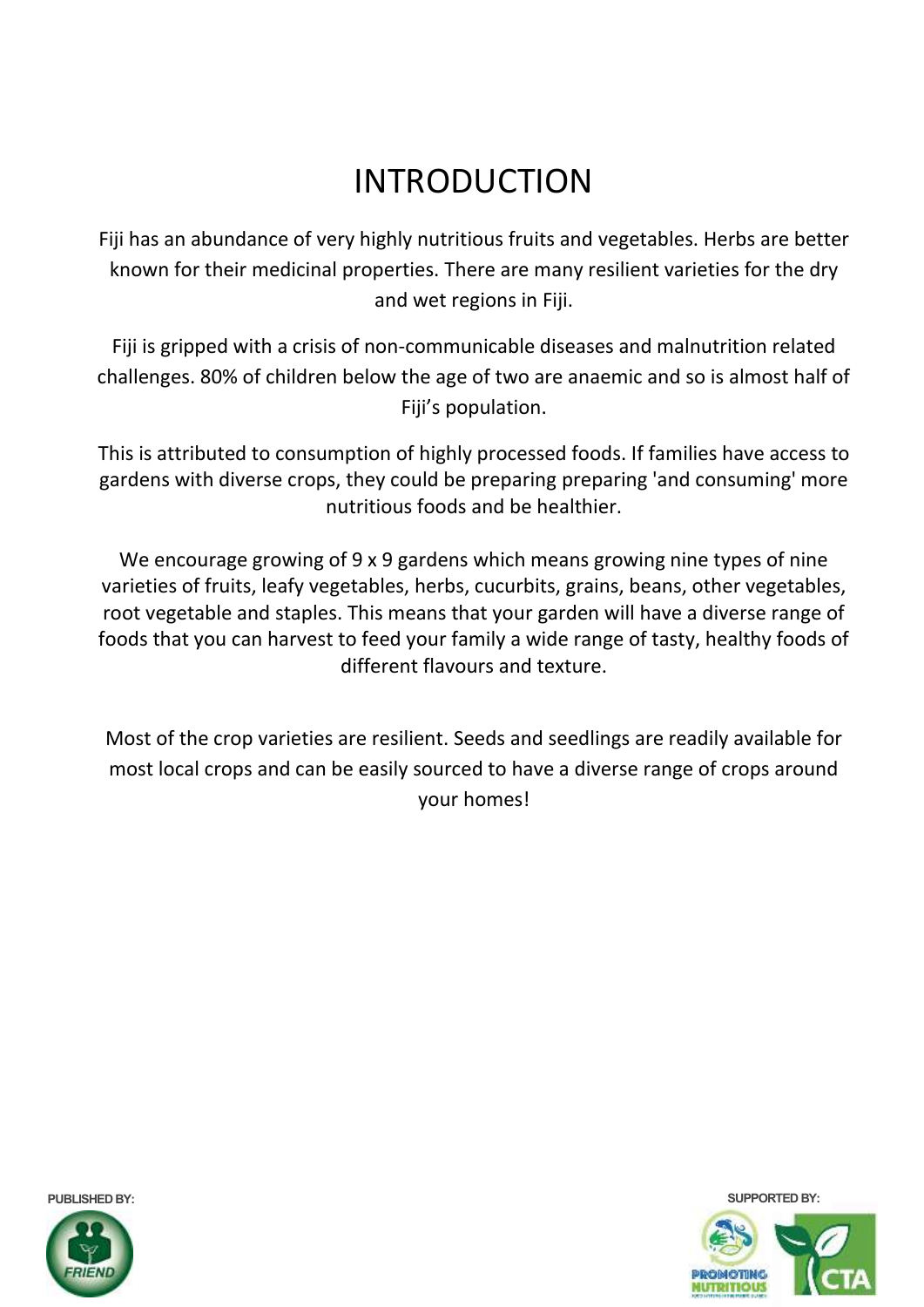# INTRODUCTION

Fiji has an abundance of very highly nutritious fruits and vegetables. Herbs are better known for their medicinal properties. There are many resilient varieties for the dry and wet regions in Fiji.

Fiji is gripped with a crisis of non-communicable diseases and malnutrition related challenges. 80% of children below the age of two are anaemic and so is almost half of Fiji's population.

This is attributed to consumption of highly processed foods. If families have access to gardens with diverse crops, they could be preparing preparing 'and consuming' more nutritious foods and be healthier.

We encourage growing of 9 x 9 gardens which means growing nine types of nine varieties of fruits, leafy vegetables, herbs, cucurbits, grains, beans, other vegetables, root vegetable and staples. This means that your garden will have a diverse range of foods that you can harvest to feed your family a wide range of tasty, healthy foods of different flavours and texture.

Most of the crop varieties are resilient. Seeds and seedlings are readily available for most local crops and can be easily sourced to have a diverse range of crops around your homes!

PUBLISHED BY: FRIEND

SUPPORTED BY: PROMOTING NUTRITIOUS, CTA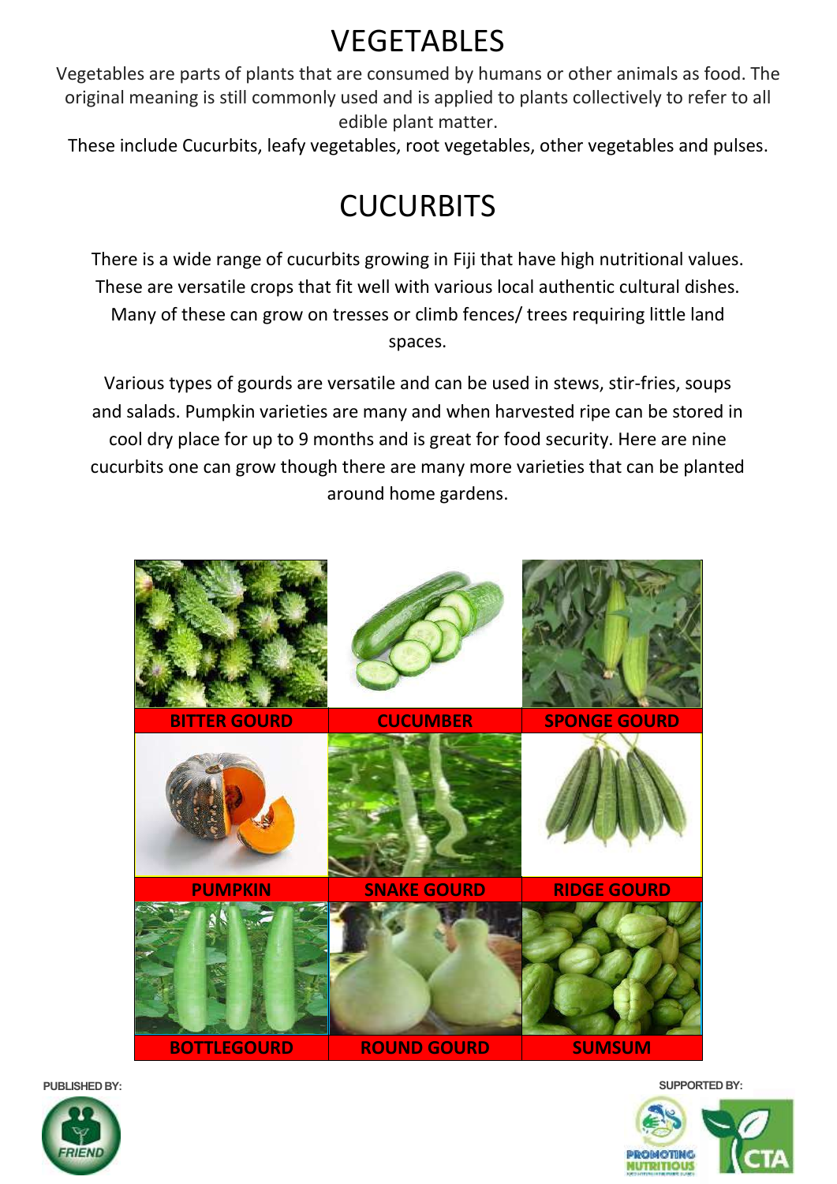# VEGETABLES

Vegetables are parts of plants that are consumed by humans or other animals as food. The original meaning is still commonly used and is applied to plants collectively to refer to all edible plant matter.

These include Cucurbits, leafy vegetables, root vegetables, other vegetables and pulses.

# CUCURBITS

There is a wide range of cucurbits growing in Fiji that have high nutritional values. These are versatile crops that fit well with various local authentic cultural dishes. Many of these can grow on tresses or climb fences/ trees requiring little land spaces.

Various types of gourds are versatile and can be used in stews, stir-fries, soups and salads. Pumpkin varieties are many and when harvested ripe can be stored in cool dry place for up to 9 months and is great for food security. Here are nine cucurbits one can grow though there are many more varieties that can be planted around home gardens.

| | | |
|---|---|---|
| **BITTER GOURD** | **CUCUMBER** | **SPONGE GOURD** |
| **PUMPKIN** | **SNAKE GOURD** | **RIDGE GOURD** |
| **BOTTLEGOURD** | **ROUND GOURD** | **SUMSUM** |

PUBLISHED BY:

SUPPORTED BY: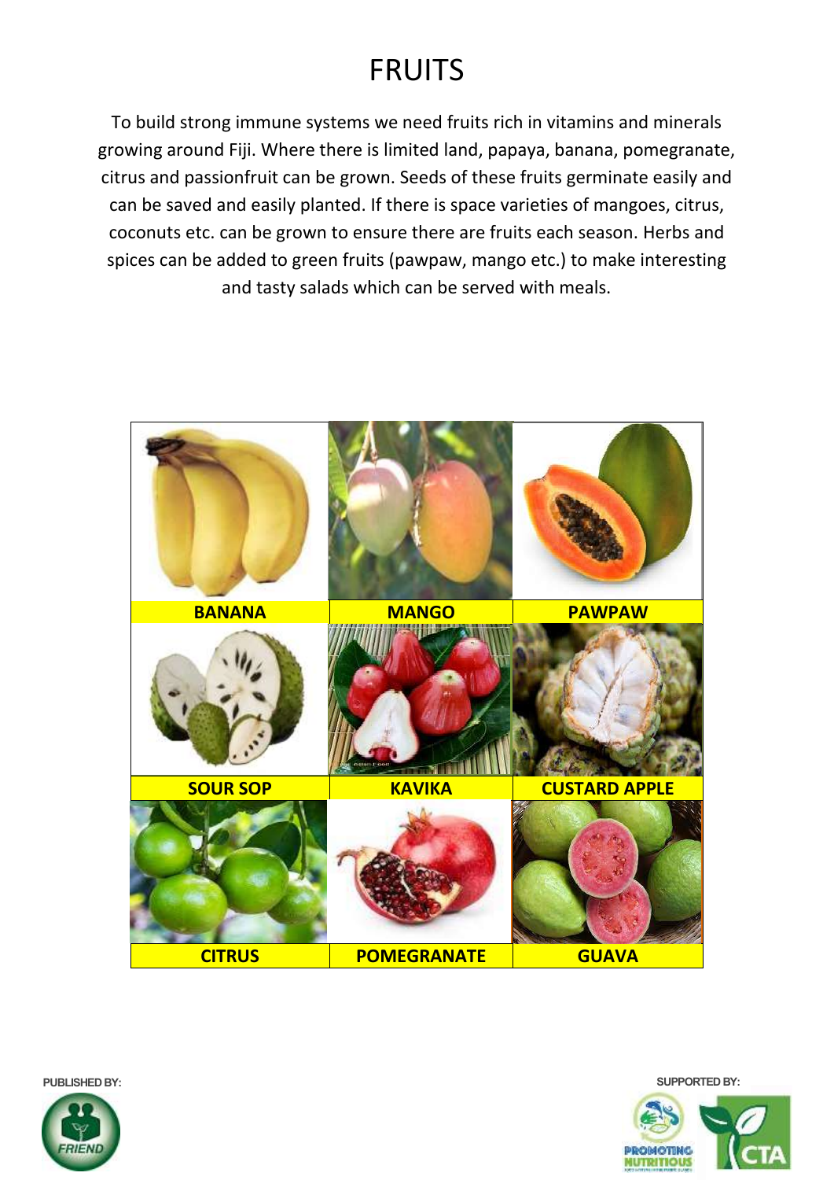# FRUITS

To build strong immune systems we need fruits rich in vitamins and minerals growing around Fiji. Where there is limited land, papaya, banana, pomegranate, citrus and passionfruit can be grown. Seeds of these fruits germinate easily and can be saved and easily planted. If there is space varieties of mangoes, citrus, coconuts etc. can be grown to ensure there are fruits each season. Herbs and spices can be added to green fruits (pawpaw, mango etc.) to make interesting and tasty salads which can be served with meals.

| BANANA | MANGO | PAWPAW |
|---|---|---|
| SOUR SOP | KAVIKA | CUSTARD APPLE |
| CITRUS | POMEGRANATE | GUAVA |

PUBLISHED BY:

SUPPORTED BY: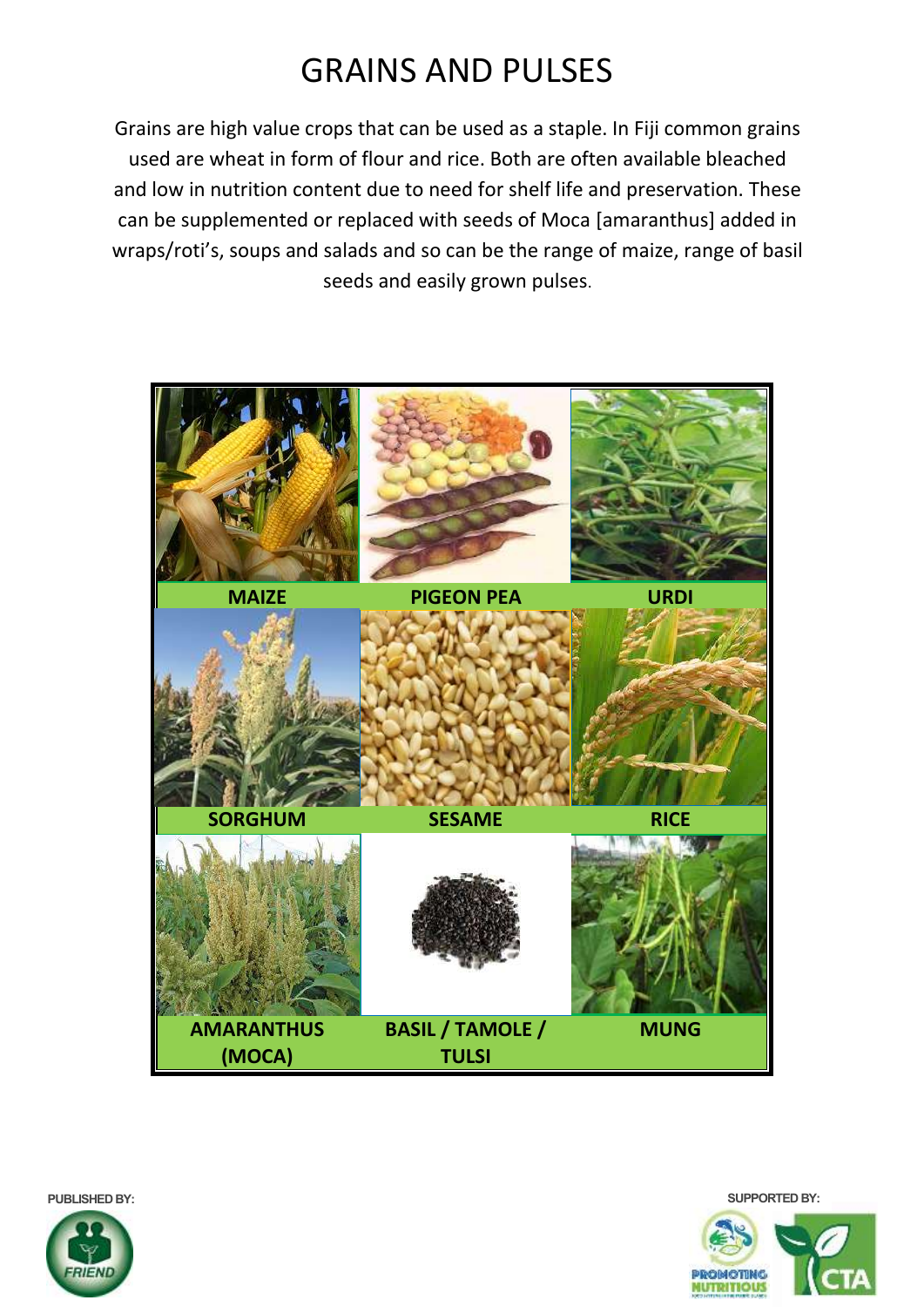# GRAINS AND PULSES

Grains are high value crops that can be used as a staple. In Fiji common grains used are wheat in form of flour and rice. Both are often available bleached and low in nutrition content due to need for shelf life and preservation. These can be supplemented or replaced with seeds of Moca [amaranthus] added in wraps/roti's, soups and salads and so can be the range of maize, range of basil seeds and easily grown pulses.

| | | |
|---|---|---|
| **MAIZE** | **PIGEON PEA** | **URDI** |
| **SORGHUM** | **SESAME** | **RICE** |
| **AMARANTHUS (MOCA)** | **BASIL / TAMOLE / TULSI** | **MUNG** |

PUBLISHED BY:

SUPPORTED BY: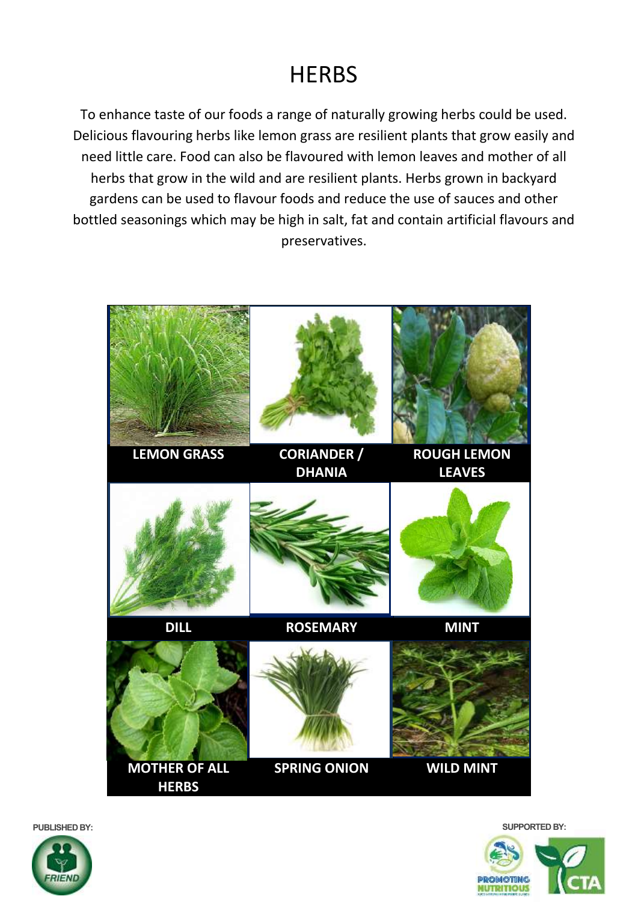# HERBS

To enhance taste of our foods a range of naturally growing herbs could be used. Delicious flavouring herbs like lemon grass are resilient plants that grow easily and need little care. Food can also be flavoured with lemon leaves and mother of all herbs that grow in the wild and are resilient plants. Herbs grown in backyard gardens can be used to flavour foods and reduce the use of sauces and other bottled seasonings which may be high in salt, fat and contain artificial flavours and preservatives.

| | | |
|---|---|---|
| **LEMON GRASS** | **CORIANDER / DHANIA** | **ROUGH LEMON LEAVES** |
| **DILL** | **ROSEMARY** | **MINT** |
| **MOTHER OF ALL HERBS** | **SPRING ONION** | **WILD MINT** |

PUBLISHED BY:

SUPPORTED BY: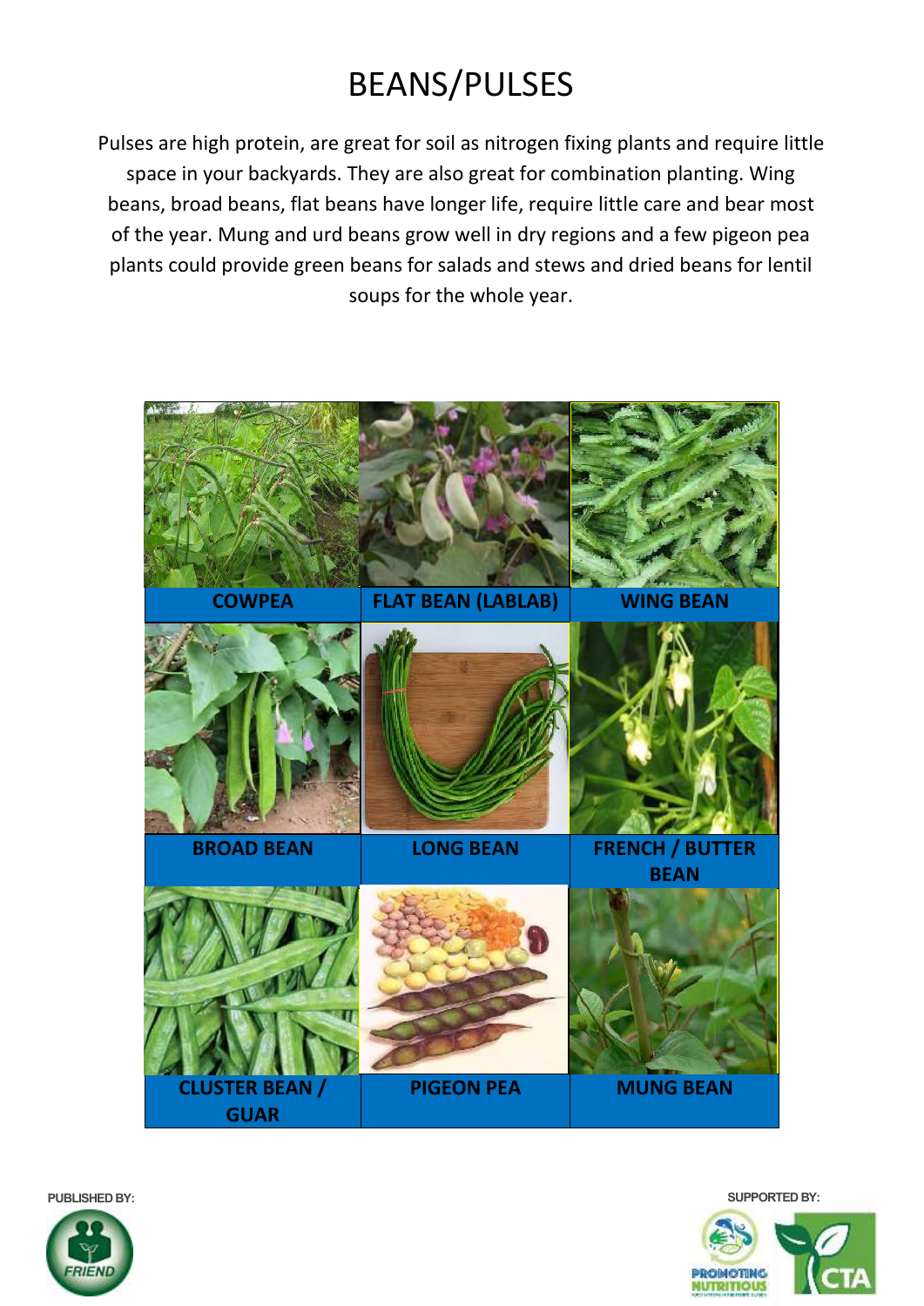# BEANS/PULSES

Pulses are high protein, are great for soil as nitrogen fixing plants and require little space in your backyards. They are also great for combination planting. Wing beans, broad beans, flat beans have longer life, require little care and bear most of the year. Mung and urd beans grow well in dry regions and a few pigeon pea plants could provide green beans for salads and stews and dried beans for lentil soups for the whole year.

| | | |
|---|---|---|
| **COWPEA** | **FLAT BEAN (LABLAB)** | **WING BEAN** |
| **BROAD BEAN** | **LONG BEAN** | **FRENCH / BUTTER BEAN** |
| **CLUSTER BEAN / GUAR** | **PIGEON PEA** | **MUNG BEAN** |

PUBLISHED BY: FRIEND

SUPPORTED BY: PROMOTING NUTRITIOUS, CTA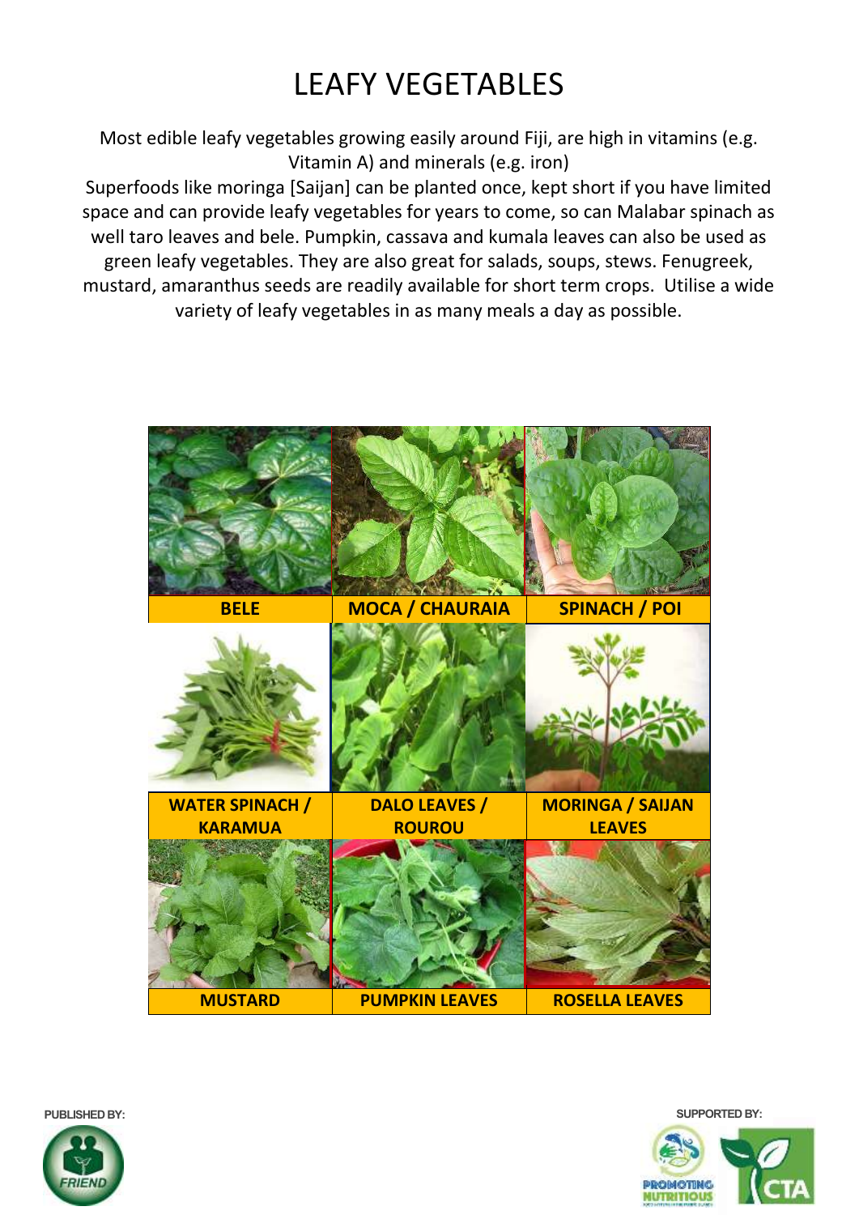# LEAFY VEGETABLES

Most edible leafy vegetables growing easily around Fiji, are high in vitamins (e.g. Vitamin A) and minerals (e.g. iron)

Superfoods like moringa [Saijan] can be planted once, kept short if you have limited space and can provide leafy vegetables for years to come, so can Malabar spinach as well taro leaves and bele. Pumpkin, cassava and kumala leaves can also be used as green leafy vegetables. They are also great for salads, soups, stews. Fenugreek, mustard, amaranthus seeds are readily available for short term crops. Utilise a wide variety of leafy vegetables in as many meals a day as possible.

| BELE | MOCA / CHAURAIA | SPINACH / POI |
|---|---|---|
| WATER SPINACH / KARAMUA | DALO LEAVES / ROUROU | MORINGA / SAIJAN LEAVES |
| MUSTARD | PUMPKIN LEAVES | ROSELLA LEAVES |

PUBLISHED BY: FRIEND

SUPPORTED BY: PROMOTING NUTRITIOUS, CTA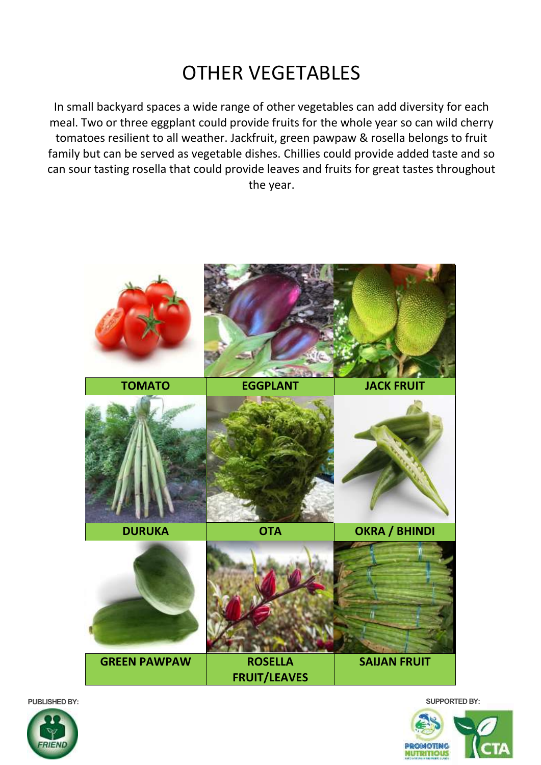# OTHER VEGETABLES

In small backyard spaces a wide range of other vegetables can add diversity for each meal. Two or three eggplant could provide fruits for the whole year so can wild cherry tomatoes resilient to all weather. Jackfruit, green pawpaw & rosella belongs to fruit family but can be served as vegetable dishes. Chillies could provide added taste and so can sour tasting rosella that could provide leaves and fruits for great tastes throughout the year.

| TOMATO | EGGPLANT | JACK FRUIT |
|---|---|---|
| DURUKA | OTA | OKRA / BHINDI |
| GREEN PAWPAW | ROSELLA FRUIT/LEAVES | SAIJAN FRUIT |

PUBLISHED BY:

SUPPORTED BY: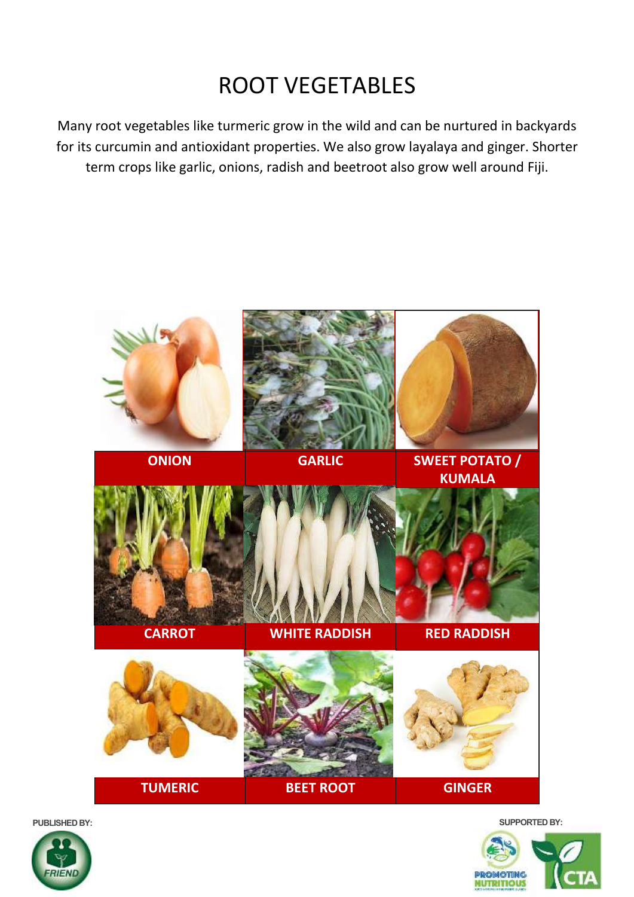# ROOT VEGETABLES

Many root vegetables like turmeric grow in the wild and can be nurtured in backyards for its curcumin and antioxidant properties. We also grow layalaya and ginger. Shorter term crops like garlic, onions, radish and beetroot also grow well around Fiji.

| ONION | GARLIC | SWEET POTATO / KUMALA |
|---|---|---|
| CARROT | WHITE RADDISH | RED RADDISH |
| TUMERIC | BEET ROOT | GINGER |

PUBLISHED BY:

SUPPORTED BY: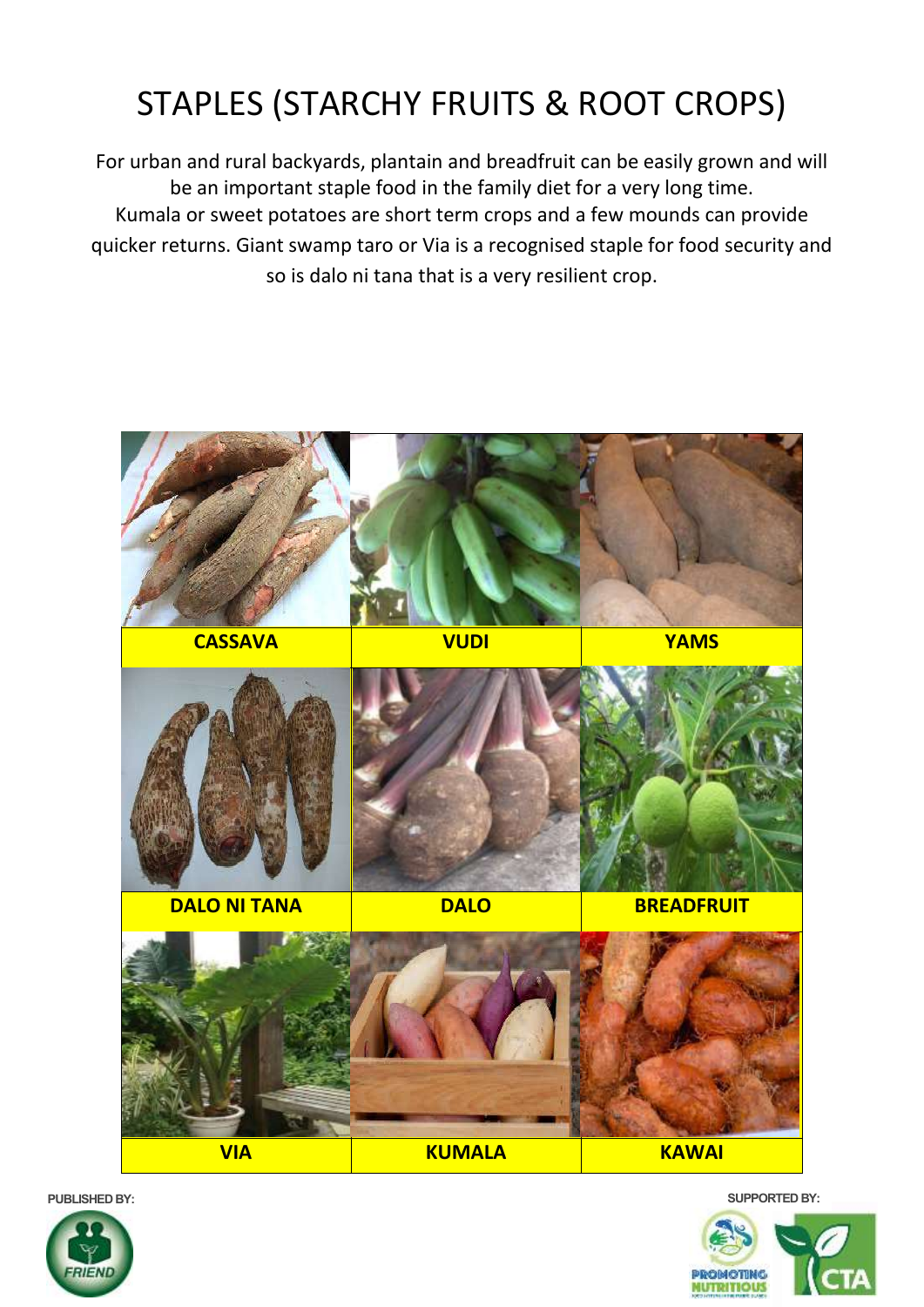# STAPLES (STARCHY FRUITS & ROOT CROPS)

For urban and rural backyards, plantain and breadfruit can be easily grown and will be an important staple food in the family diet for a very long time. Kumala or sweet potatoes are short term crops and a few mounds can provide quicker returns. Giant swamp taro or Via is a recognised staple for food security and so is dalo ni tana that is a very resilient crop.

| | | |
|---|---|---|
| **CASSAVA** | **VUDI** | **YAMS** |
| **DALO NI TANA** | **DALO** | **BREADFRUIT** |
| **VIA** | **KUMALA** | **KAWAI** |

PUBLISHED BY:

SUPPORTED BY: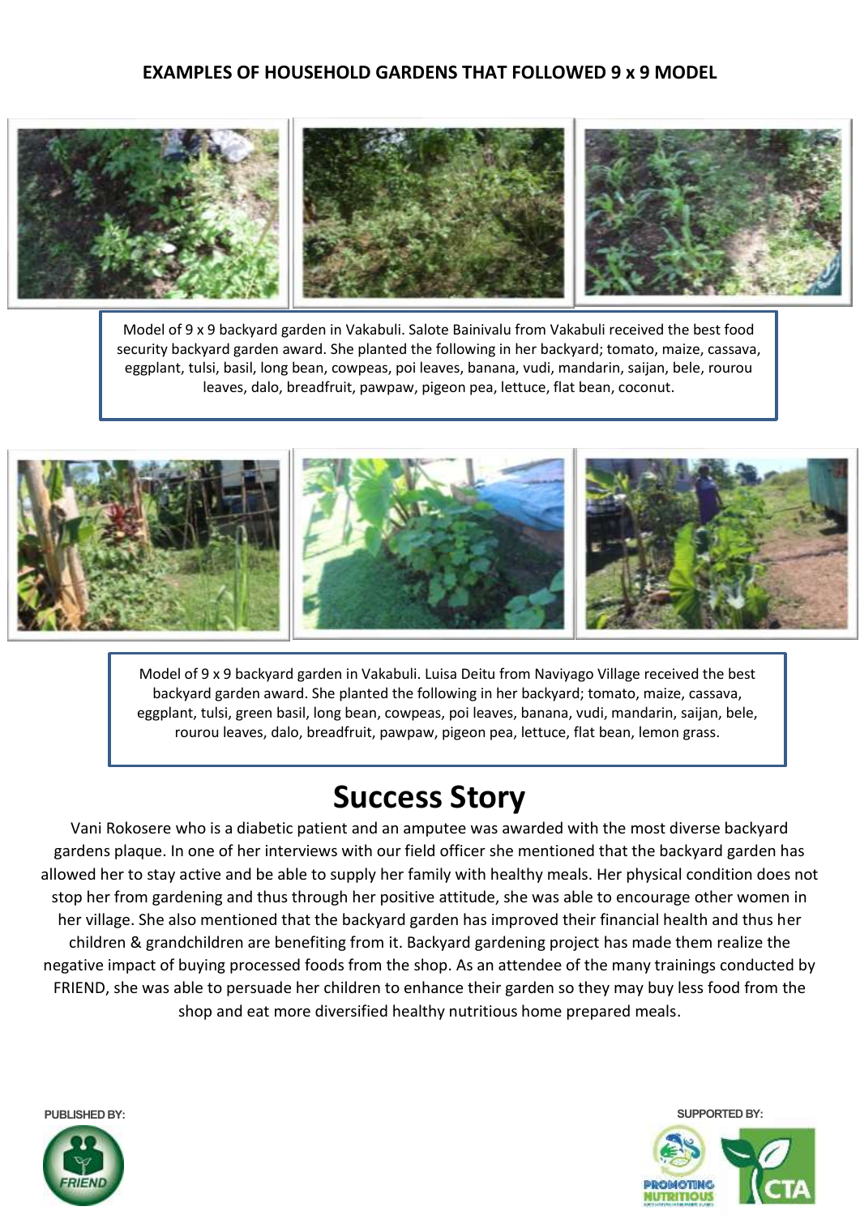**EXAMPLES OF HOUSEHOLD GARDENS THAT FOLLOWED 9 x 9 MODEL**

Model of 9 x 9 backyard garden in Vakabuli. Salote Bainivalu from Vakabuli received the best food security backyard garden award. She planted the following in her backyard; tomato, maize, cassava, eggplant, tulsi, basil, long bean, cowpeas, poi leaves, banana, vudi, mandarin, saijan, bele, rourou leaves, dalo, breadfruit, pawpaw, pigeon pea, lettuce, flat bean, coconut.

Model of 9 x 9 backyard garden in Vakabuli. Luisa Deitu from Naviyago Village received the best backyard garden award. She planted the following in her backyard; tomato, maize, cassava, eggplant, tulsi, green basil, long bean, cowpeas, poi leaves, banana, vudi, mandarin, saijan, bele, rourou leaves, dalo, breadfruit, pawpaw, pigeon pea, lettuce, flat bean, lemon grass.

# Success Story

Vani Rokosere who is a diabetic patient and an amputee was awarded with the most diverse backyard gardens plaque. In one of her interviews with our field officer she mentioned that the backyard garden has allowed her to stay active and be able to supply her family with healthy meals. Her physical condition does not stop her from gardening and thus through her positive attitude, she was able to encourage other women in her village. She also mentioned that the backyard garden has improved their financial health and thus her children & grandchildren are benefiting from it. Backyard gardening project has made them realize the negative impact of buying processed foods from the shop. As an attendee of the many trainings conducted by FRIEND, she was able to persuade her children to enhance their garden so they may buy less food from the shop and eat more diversified healthy nutritious home prepared meals.

PUBLISHED BY:

FRIEND

SUPPORTED BY:

PROMOTING NUTRITIOUS

CTA